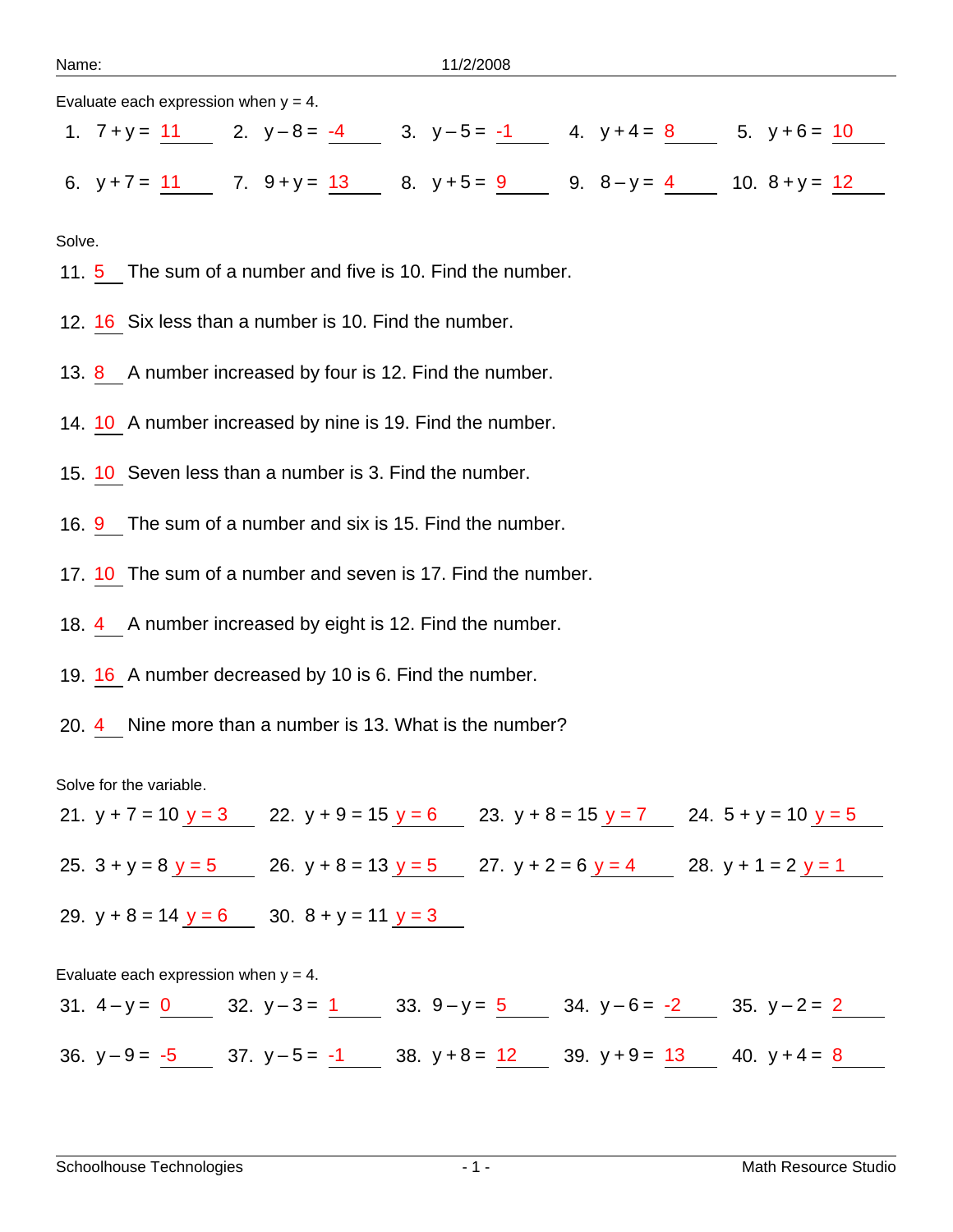Name: 11/2/2008

Evaluate each expression when $y = 4$.

1. $7 + y =$ 11
2. $y - 8 =$ -4
3. $y - 5 =$ -1
4. $y + 4 =$ 8
5. $y + 6 =$ 10
6. $y + 7 =$ 11
7. $9 + y =$ 13
8. $y + 5 =$ 9
9. $8 - y =$ 4
10. $8 + y =$ 12

Solve.

11. 5 The sum of a number and five is 10. Find the number.
12. 16 Six less than a number is 10. Find the number.
13. 8 A number increased by four is 12. Find the number.
14. 10 A number increased by nine is 19. Find the number.
15. 10 Seven less than a number is 3. Find the number.
16. 9 The sum of a number and six is 15. Find the number.
17. 10 The sum of a number and seven is 17. Find the number.
18. 4 A number increased by eight is 12. Find the number.
19. 16 A number decreased by 10 is 6. Find the number.
20. 4 Nine more than a number is 13. What is the number?

Solve for the variable.

21. $y + 7 = 10$ $y = 3$
22. $y + 9 = 15$ $y = 6$
23. $y + 8 = 15$ $y = 7$
24. $5 + y = 10$ $y = 5$
25. $3 + y = 8$ $y = 5$
26. $y + 8 = 13$ $y = 5$
27. $y + 2 = 6$ $y = 4$
28. $y + 1 = 2$ $y = 1$
29. $y + 8 = 14$ $y = 6$
30. $8 + y = 11$ $y = 3$

Evaluate each expression when $y = 4$.

31. $4 - y =$ 0
32. $y - 3 =$ 1
33. $9 - y =$ 5
34. $y - 6 =$ -2
35. $y - 2 =$ 2
36. $y - 9 =$ -5
37. $y - 5 =$ -1
38. $y + 8 =$ 12
39. $y + 9 =$ 13
40. $y + 4 =$ 8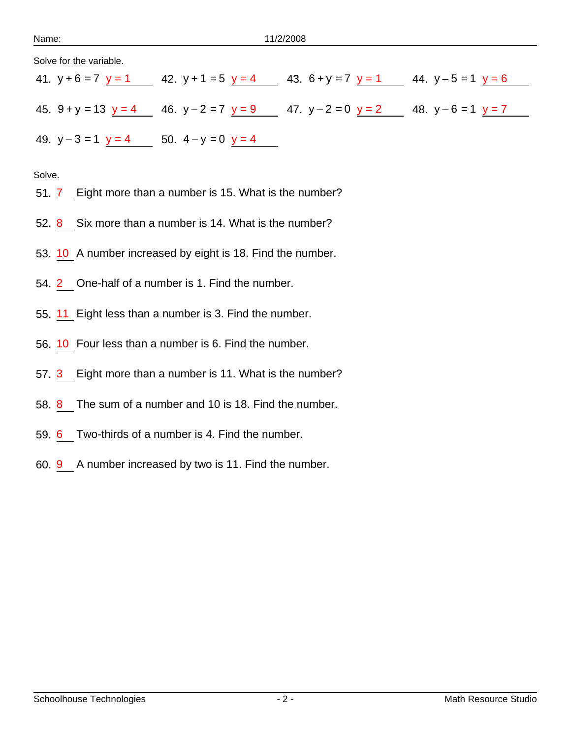Name: 11/2/2008

Solve for the variable.

41. $y + 6 = 7$ $y = 1$
42. $y + 1 = 5$ $y = 4$
43. $6 + y = 7$ $y = 1$
44. $y - 5 = 1$ $y = 6$
45. $9 + y = 13$ $y = 4$
46. $y - 2 = 7$ $y = 9$
47. $y - 2 = 0$ $y = 2$
48. $y - 6 = 1$ $y = 7$
49. $y - 3 = 1$ $y = 4$
50. $4 - y = 0$ $y = 4$

Solve.

51. 7 Eight more than a number is 15. What is the number?
52. 8 Six more than a number is 14. What is the number?
53. 10 A number increased by eight is 18. Find the number.
54. 2 One-half of a number is 1. Find the number.
55. 11 Eight less than a number is 3. Find the number.
56. 10 Four less than a number is 6. Find the number.
57. 3 Eight more than a number is 11. What is the number?
58. 8 The sum of a number and 10 is 18. Find the number.
59. 6 Two-thirds of a number is 4. Find the number.
60. 9 A number increased by two is 11. Find the number.